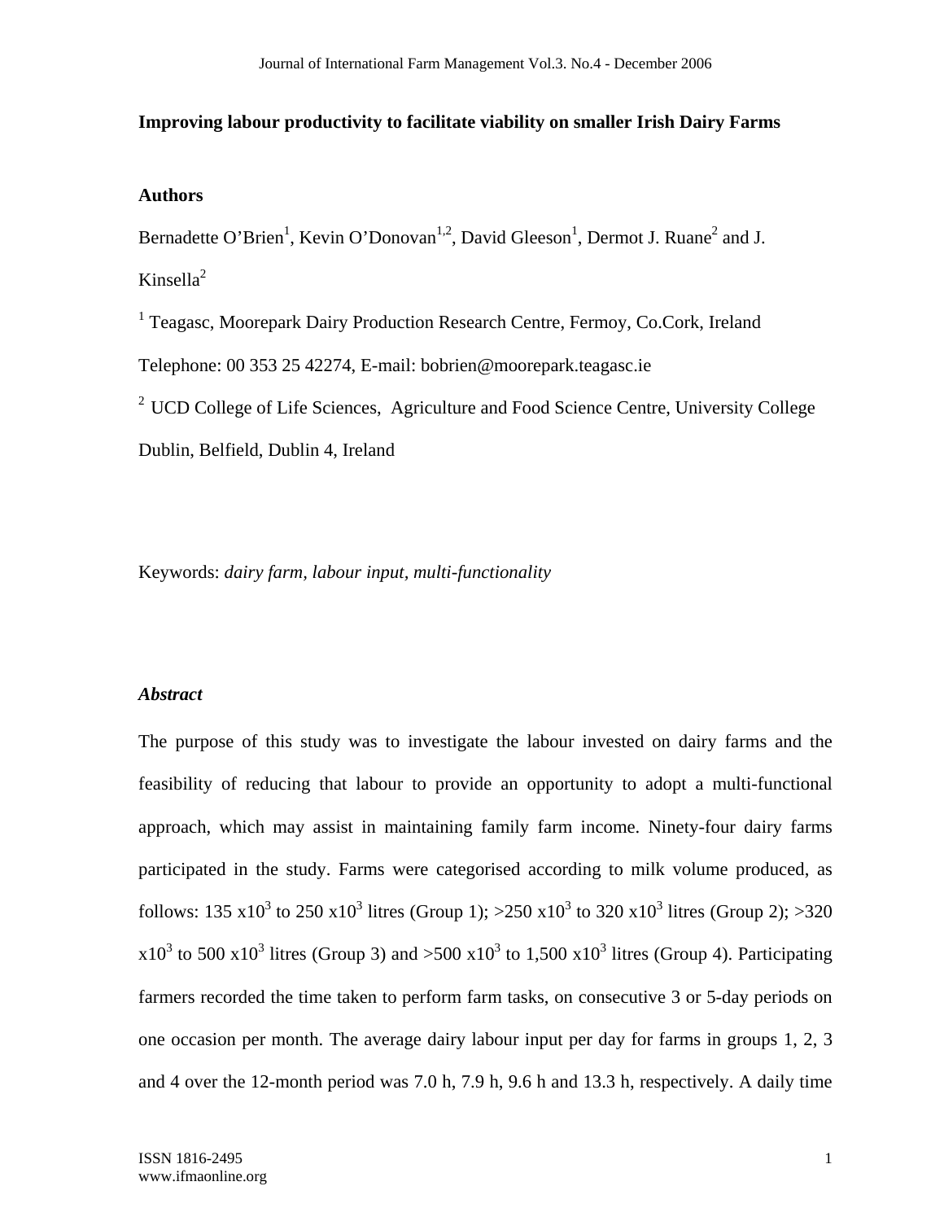**Improving labour productivity to facilitate viability on smaller Irish Dairy Farms**

**Authors**

Bernadette O'Brien[1], Kevin O'Donovan[1,2], David Gleeson[1], Dermot J. Ruane[2] and J. Kinsella[2]

[1] Teagasc, Moorepark Dairy Production Research Centre, Fermoy, Co.Cork, Ireland

Telephone: 00 353 25 42274, E-mail: bobrien@moorepark.teagasc.ie

[2] UCD College of Life Sciences, Agriculture and Food Science Centre, University College Dublin, Belfield, Dublin 4, Ireland

Keywords: *dairy farm, labour input, multi-functionality*

***Abstract***

The purpose of this study was to investigate the labour invested on dairy farms and the feasibility of reducing that labour to provide an opportunity to adopt a multi-functional approach, which may assist in maintaining family farm income. Ninety-four dairy farms participated in the study. Farms were categorised according to milk volume produced, as follows: 135 $x10^3$ to 250 $x10^3$ litres (Group 1); >250 $x10^3$ to 320 $x10^3$ litres (Group 2); >320 $x10^3$ to 500 $x10^3$ litres (Group 3) and >500 $x10^3$ to 1,500 $x10^3$ litres (Group 4). Participating farmers recorded the time taken to perform farm tasks, on consecutive 3 or 5-day periods on one occasion per month. The average dairy labour input per day for farms in groups 1, 2, 3 and 4 over the 12-month period was 7.0 h, 7.9 h, 9.6 h and 13.3 h, respectively. A daily time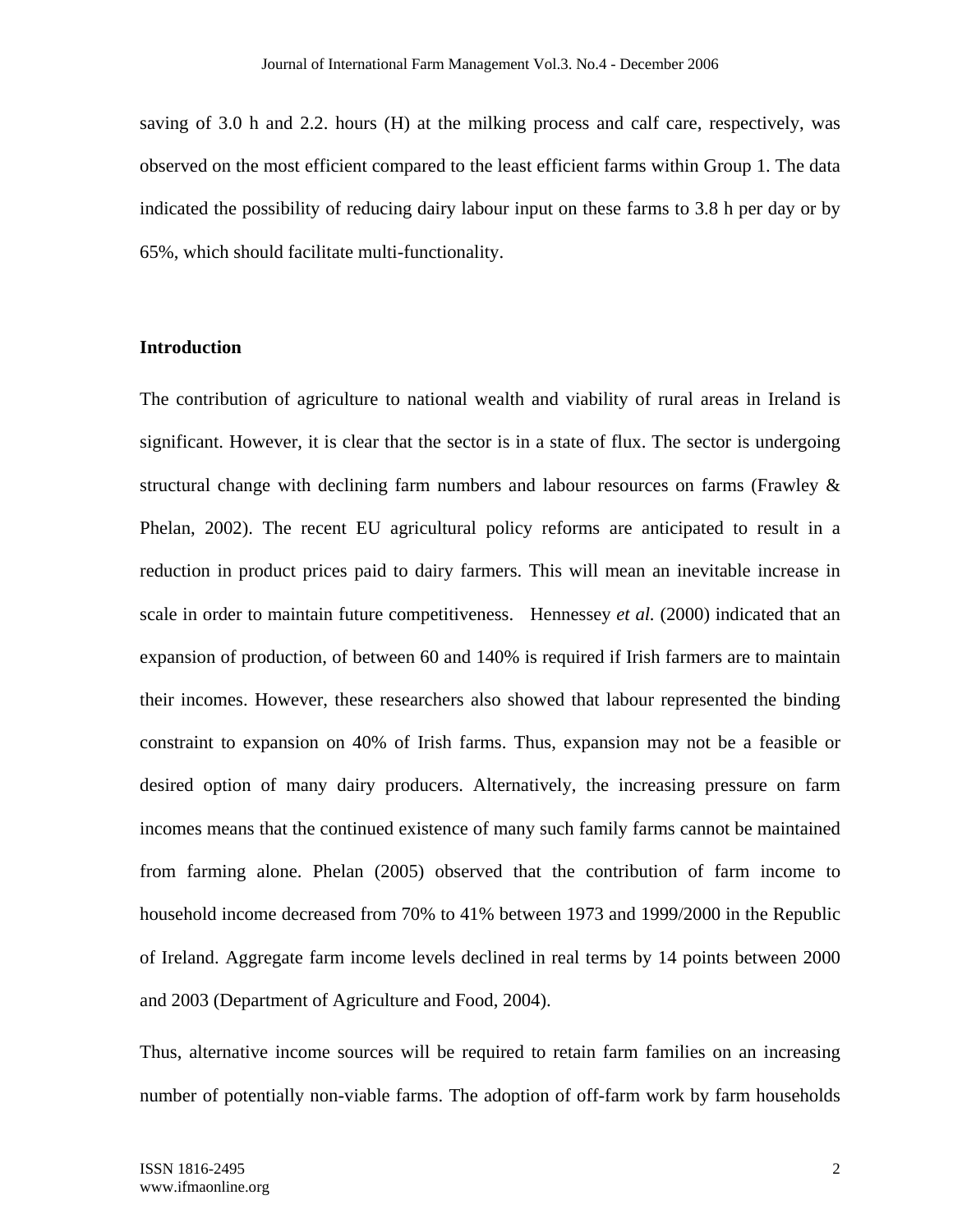saving of 3.0 h and 2.2. hours (H) at the milking process and calf care, respectively, was observed on the most efficient compared to the least efficient farms within Group 1. The data indicated the possibility of reducing dairy labour input on these farms to 3.8 h per day or by 65%, which should facilitate multi-functionality.

## Introduction

The contribution of agriculture to national wealth and viability of rural areas in Ireland is significant. However, it is clear that the sector is in a state of flux. The sector is undergoing structural change with declining farm numbers and labour resources on farms (Frawley & Phelan, 2002). The recent EU agricultural policy reforms are anticipated to result in a reduction in product prices paid to dairy farmers. This will mean an inevitable increase in scale in order to maintain future competitiveness. Hennessey *et al.* (2000) indicated that an expansion of production, of between 60 and 140% is required if Irish farmers are to maintain their incomes. However, these researchers also showed that labour represented the binding constraint to expansion on 40% of Irish farms. Thus, expansion may not be a feasible or desired option of many dairy producers. Alternatively, the increasing pressure on farm incomes means that the continued existence of many such family farms cannot be maintained from farming alone. Phelan (2005) observed that the contribution of farm income to household income decreased from 70% to 41% between 1973 and 1999/2000 in the Republic of Ireland. Aggregate farm income levels declined in real terms by 14 points between 2000 and 2003 (Department of Agriculture and Food, 2004).

Thus, alternative income sources will be required to retain farm families on an increasing number of potentially non-viable farms. The adoption of off-farm work by farm households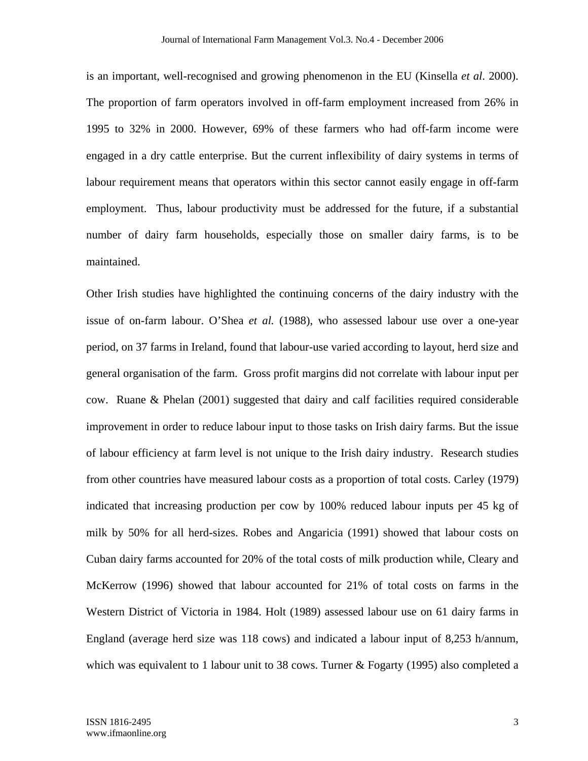is an important, well-recognised and growing phenomenon in the EU (Kinsella *et al*. 2000). The proportion of farm operators involved in off-farm employment increased from 26% in 1995 to 32% in 2000. However, 69% of these farmers who had off-farm income were engaged in a dry cattle enterprise. But the current inflexibility of dairy systems in terms of labour requirement means that operators within this sector cannot easily engage in off-farm employment. Thus, labour productivity must be addressed for the future, if a substantial number of dairy farm households, especially those on smaller dairy farms, is to be maintained.

Other Irish studies have highlighted the continuing concerns of the dairy industry with the issue of on-farm labour. O'Shea *et al.* (1988), who assessed labour use over a one-year period, on 37 farms in Ireland, found that labour-use varied according to layout, herd size and general organisation of the farm. Gross profit margins did not correlate with labour input per cow. Ruane & Phelan (2001) suggested that dairy and calf facilities required considerable improvement in order to reduce labour input to those tasks on Irish dairy farms. But the issue of labour efficiency at farm level is not unique to the Irish dairy industry. Research studies from other countries have measured labour costs as a proportion of total costs. Carley (1979) indicated that increasing production per cow by 100% reduced labour inputs per 45 kg of milk by 50% for all herd-sizes. Robes and Angaricia (1991) showed that labour costs on Cuban dairy farms accounted for 20% of the total costs of milk production while, Cleary and McKerrow (1996) showed that labour accounted for 21% of total costs on farms in the Western District of Victoria in 1984. Holt (1989) assessed labour use on 61 dairy farms in England (average herd size was 118 cows) and indicated a labour input of 8,253 h/annum, which was equivalent to 1 labour unit to 38 cows. Turner & Fogarty (1995) also completed a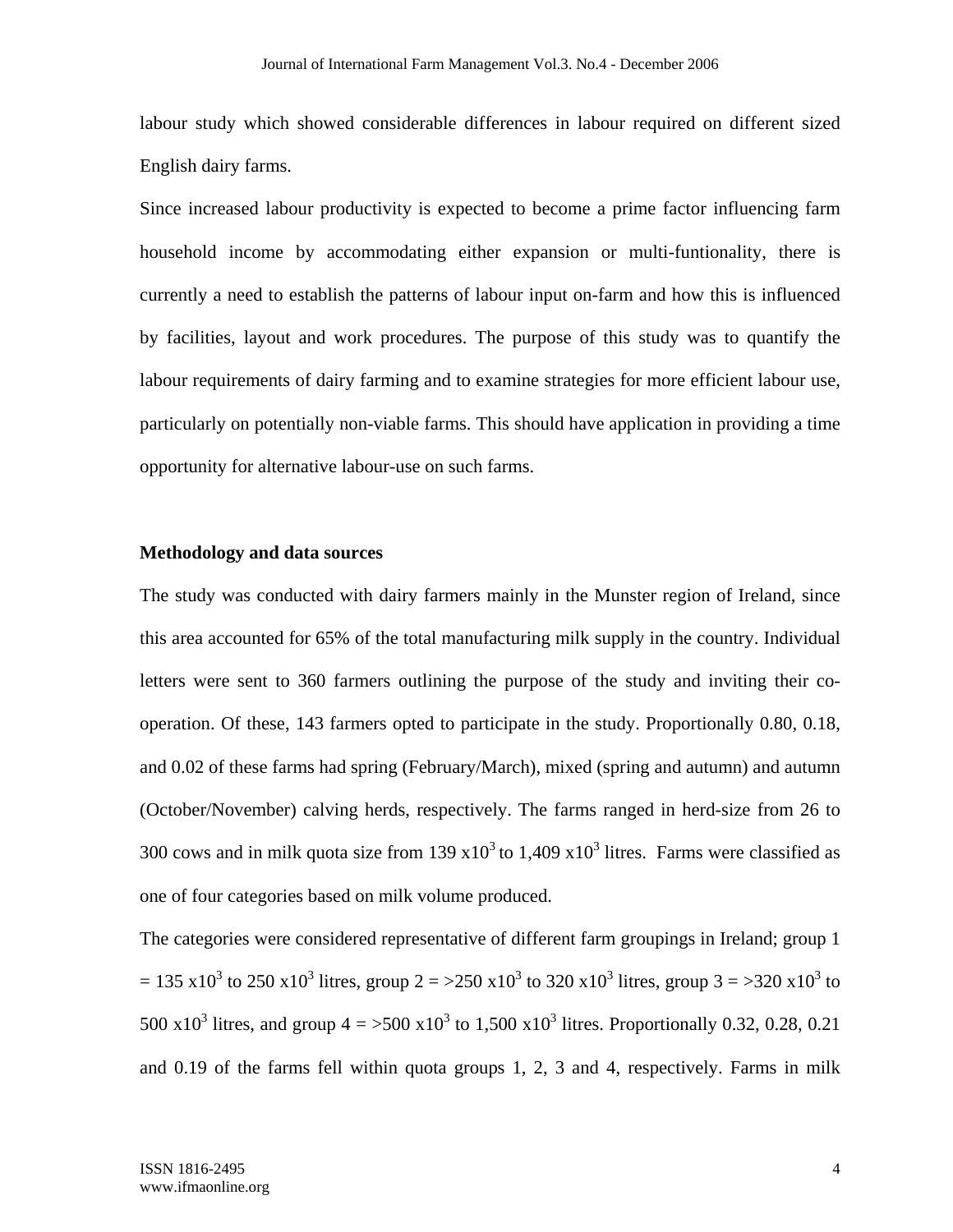labour study which showed considerable differences in labour required on different sized English dairy farms.

Since increased labour productivity is expected to become a prime factor influencing farm household income by accommodating either expansion or multi-funtionality, there is currently a need to establish the patterns of labour input on-farm and how this is influenced by facilities, layout and work procedures. The purpose of this study was to quantify the labour requirements of dairy farming and to examine strategies for more efficient labour use, particularly on potentially non-viable farms. This should have application in providing a time opportunity for alternative labour-use on such farms.

**Methodology and data sources**

The study was conducted with dairy farmers mainly in the Munster region of Ireland, since this area accounted for 65% of the total manufacturing milk supply in the country. Individual letters were sent to 360 farmers outlining the purpose of the study and inviting their co-operation. Of these, 143 farmers opted to participate in the study. Proportionally 0.80, 0.18, and 0.02 of these farms had spring (February/March), mixed (spring and autumn) and autumn (October/November) calving herds, respectively. The farms ranged in herd-size from 26 to 300 cows and in milk quota size from 139 $x10^3$ to 1,409 $x10^3$ litres. Farms were classified as one of four categories based on milk volume produced.

The categories were considered representative of different farm groupings in Ireland; group 1 = 135 $x10^3$ to 250 $x10^3$ litres, group 2 = >250 $x10^3$ to 320 $x10^3$ litres, group 3 = >320 $x10^3$ to 500 $x10^3$ litres, and group 4 = >500 $x10^3$ to 1,500 $x10^3$ litres. Proportionally 0.32, 0.28, 0.21 and 0.19 of the farms fell within quota groups 1, 2, 3 and 4, respectively. Farms in milk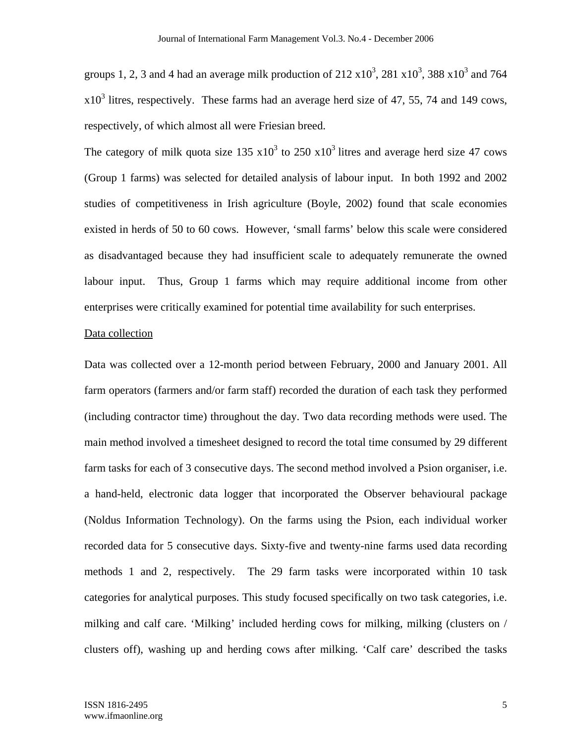groups 1, 2, 3 and 4 had an average milk production of 212 $x10^3$, 281 $x10^3$, 388 $x10^3$ and 764 $x10^3$ litres, respectively. These farms had an average herd size of 47, 55, 74 and 149 cows, respectively, of which almost all were Friesian breed.

The category of milk quota size 135 $x10^3$ to 250 $x10^3$ litres and average herd size 47 cows (Group 1 farms) was selected for detailed analysis of labour input. In both 1992 and 2002 studies of competitiveness in Irish agriculture (Boyle, 2002) found that scale economies existed in herds of 50 to 60 cows. However, 'small farms' below this scale were considered as disadvantaged because they had insufficient scale to adequately remunerate the owned labour input. Thus, Group 1 farms which may require additional income from other enterprises were critically examined for potential time availability for such enterprises.

<u>Data collection</u>

Data was collected over a 12-month period between February, 2000 and January 2001. All farm operators (farmers and/or farm staff) recorded the duration of each task they performed (including contractor time) throughout the day. Two data recording methods were used. The main method involved a timesheet designed to record the total time consumed by 29 different farm tasks for each of 3 consecutive days. The second method involved a Psion organiser, i.e. a hand-held, electronic data logger that incorporated the Observer behavioural package (Noldus Information Technology). On the farms using the Psion, each individual worker recorded data for 5 consecutive days. Sixty-five and twenty-nine farms used data recording methods 1 and 2, respectively. The 29 farm tasks were incorporated within 10 task categories for analytical purposes. This study focused specifically on two task categories, i.e. milking and calf care. 'Milking' included herding cows for milking, milking (clusters on / clusters off), washing up and herding cows after milking. 'Calf care' described the tasks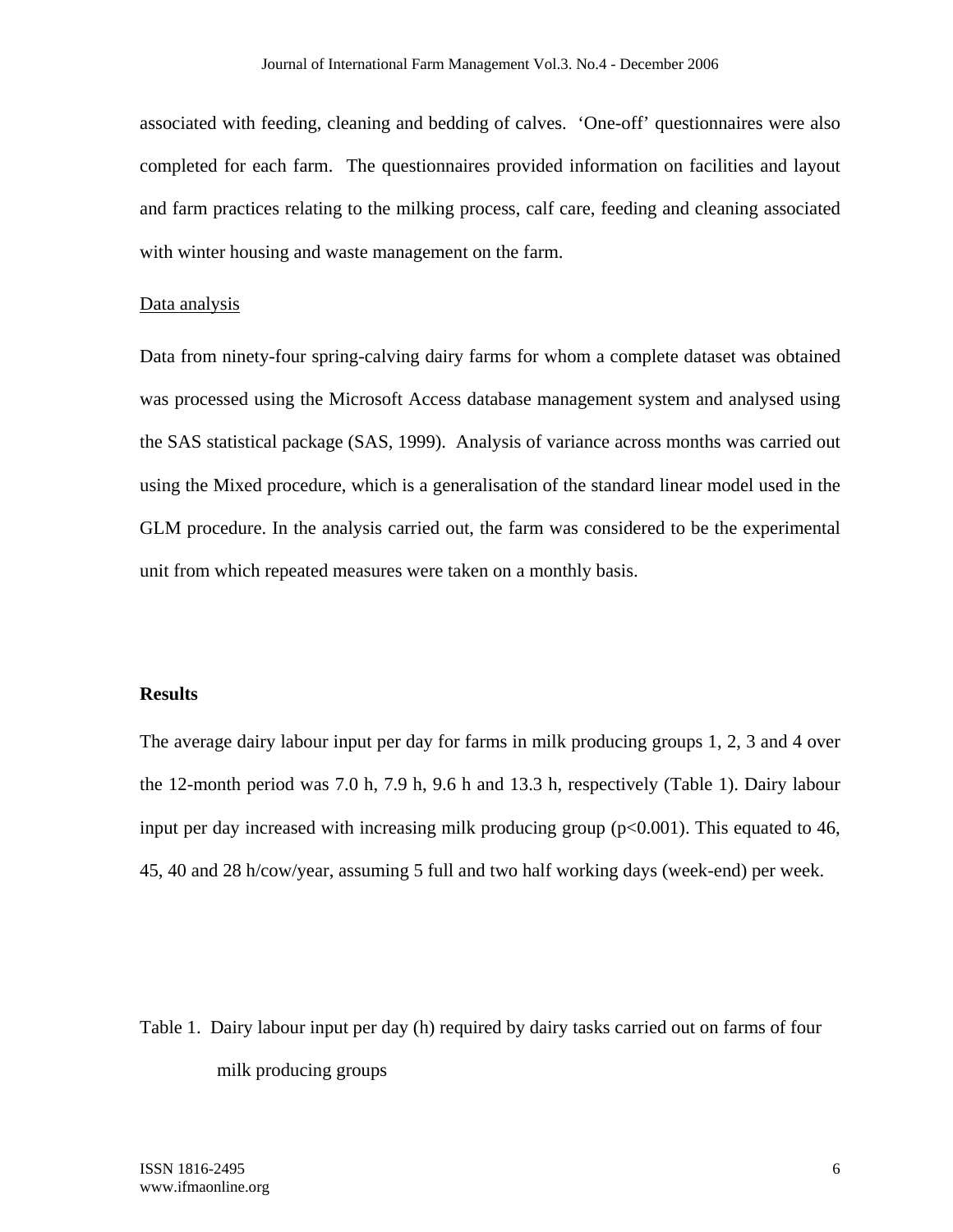associated with feeding, cleaning and bedding of calves. 'One-off' questionnaires were also completed for each farm. The questionnaires provided information on facilities and layout and farm practices relating to the milking process, calf care, feeding and cleaning associated with winter housing and waste management on the farm.

Data analysis

Data from ninety-four spring-calving dairy farms for whom a complete dataset was obtained was processed using the Microsoft Access database management system and analysed using the SAS statistical package (SAS, 1999). Analysis of variance across months was carried out using the Mixed procedure, which is a generalisation of the standard linear model used in the GLM procedure. In the analysis carried out, the farm was considered to be the experimental unit from which repeated measures were taken on a monthly basis.

## Results

The average dairy labour input per day for farms in milk producing groups 1, 2, 3 and 4 over the 12-month period was 7.0 h, 7.9 h, 9.6 h and 13.3 h, respectively (Table 1). Dairy labour input per day increased with increasing milk producing group ($p<0.001$). This equated to 46, 45, 40 and 28 h/cow/year, assuming 5 full and two half working days (week-end) per week.

Table 1. Dairy labour input per day (h) required by dairy tasks carried out on farms of four milk producing groups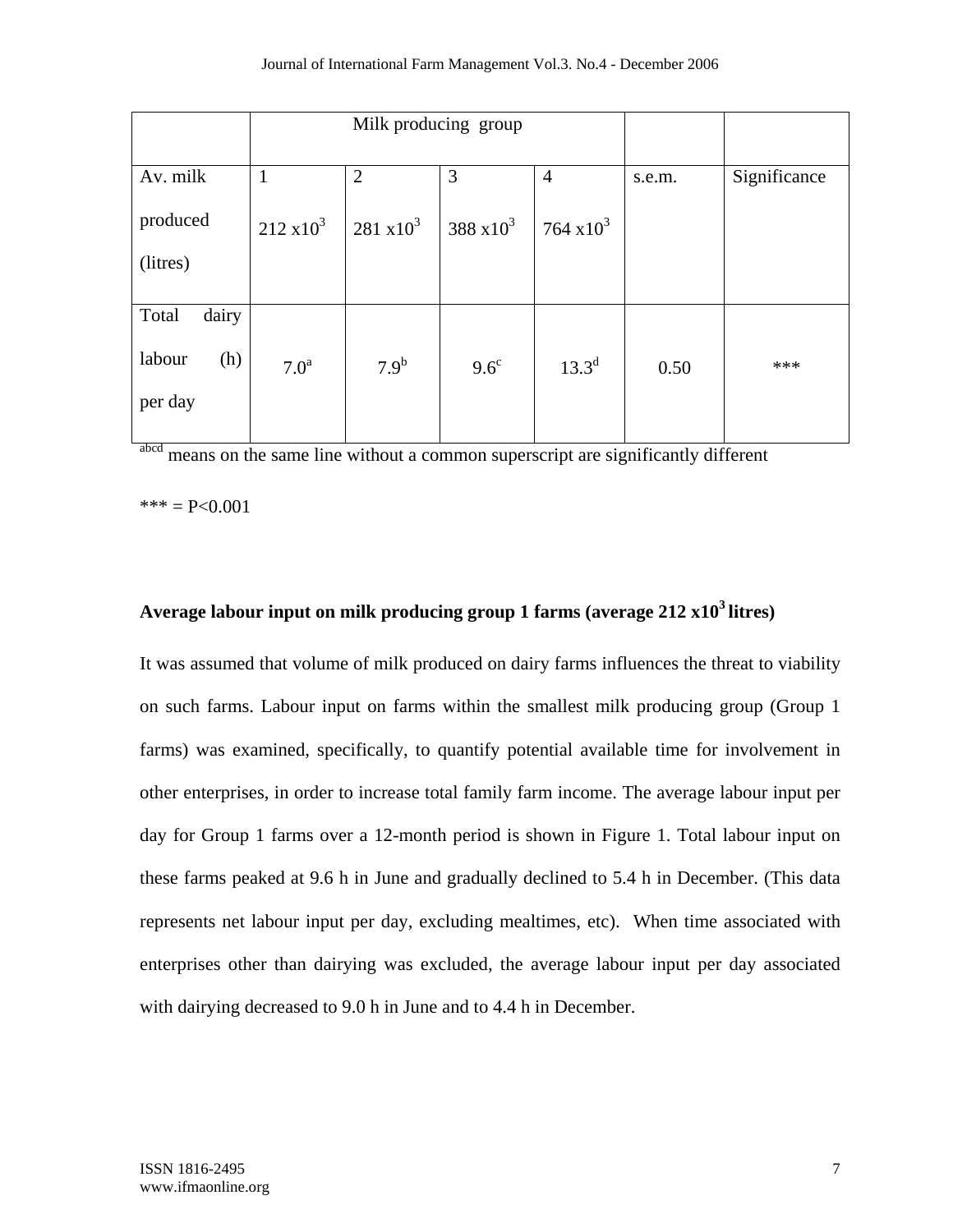|  | Milk producing group | | | | | |
|---|---|---|---|---|---|---|
| Av. milk produced (litres) | 1<br>$212 \times 10^3$ | 2<br>$281 \times 10^3$ | 3<br>$388 \times 10^3$ | 4<br>$764 \times 10^3$ | s.e.m. | Significance |
| Total dairy labour (h) per day | $7.0^a$ | $7.9^b$ | $9.6^c$ | $13.3^d$ | 0.50 | *** |

abcd means on the same line without a common superscript are significantly different

*** = P<0.001

**Average labour input on milk producing group 1 farms (average $212 \times 10^3$ litres)**

It was assumed that volume of milk produced on dairy farms influences the threat to viability on such farms. Labour input on farms within the smallest milk producing group (Group 1 farms) was examined, specifically, to quantify potential available time for involvement in other enterprises, in order to increase total family farm income. The average labour input per day for Group 1 farms over a 12-month period is shown in Figure 1. Total labour input on these farms peaked at 9.6 h in June and gradually declined to 5.4 h in December. (This data represents net labour input per day, excluding mealtimes, etc). When time associated with enterprises other than dairying was excluded, the average labour input per day associated with dairying decreased to 9.0 h in June and to 4.4 h in December.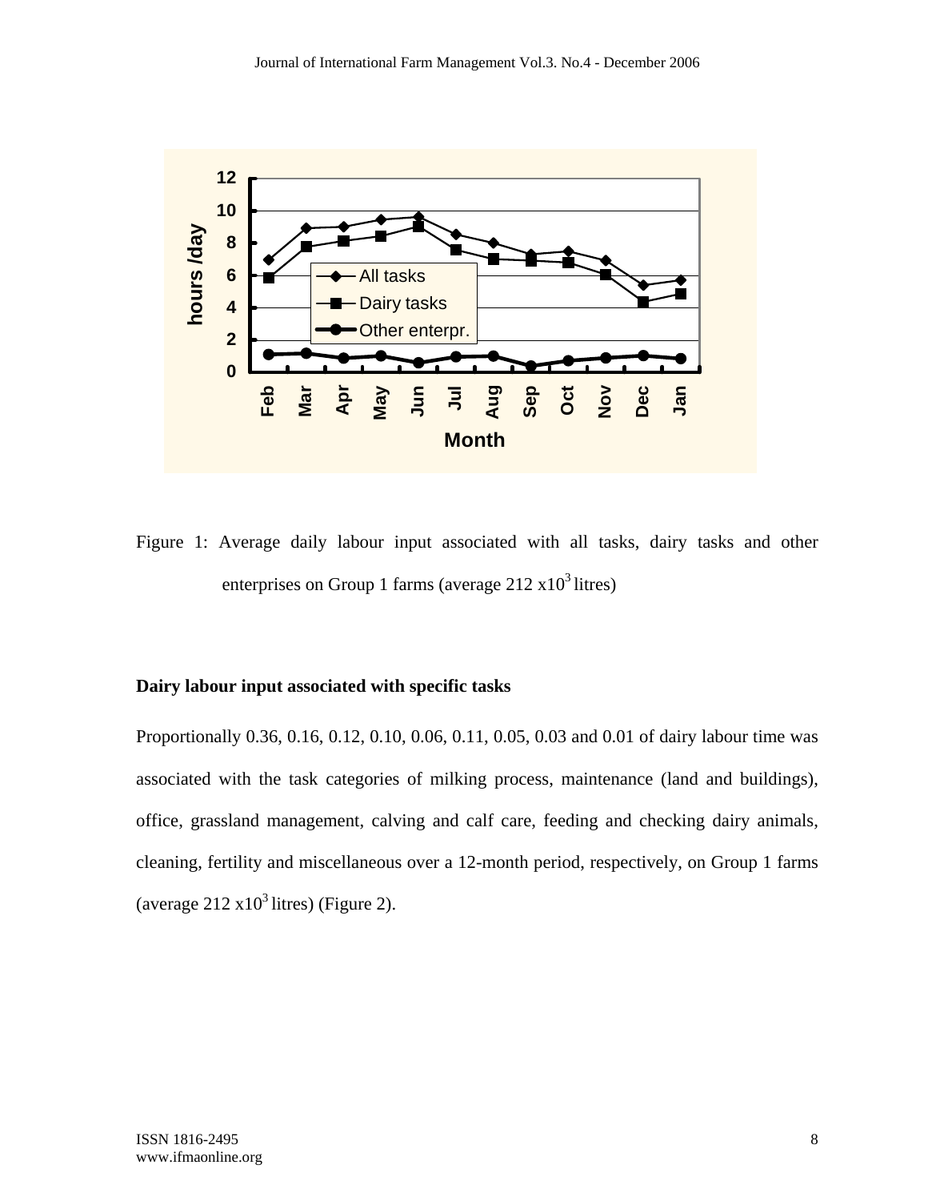Figure 1: Average daily labour input associated with all tasks, dairy tasks and other enterprises on Group 1 farms (average 212 x$10^3$ litres)

**Dairy labour input associated with specific tasks**

Proportionally 0.36, 0.16, 0.12, 0.10, 0.06, 0.11, 0.05, 0.03 and 0.01 of dairy labour time was associated with the task categories of milking process, maintenance (land and buildings), office, grassland management, calving and calf care, feeding and checking dairy animals, cleaning, fertility and miscellaneous over a 12-month period, respectively, on Group 1 farms (average 212 x$10^3$ litres) (Figure 2).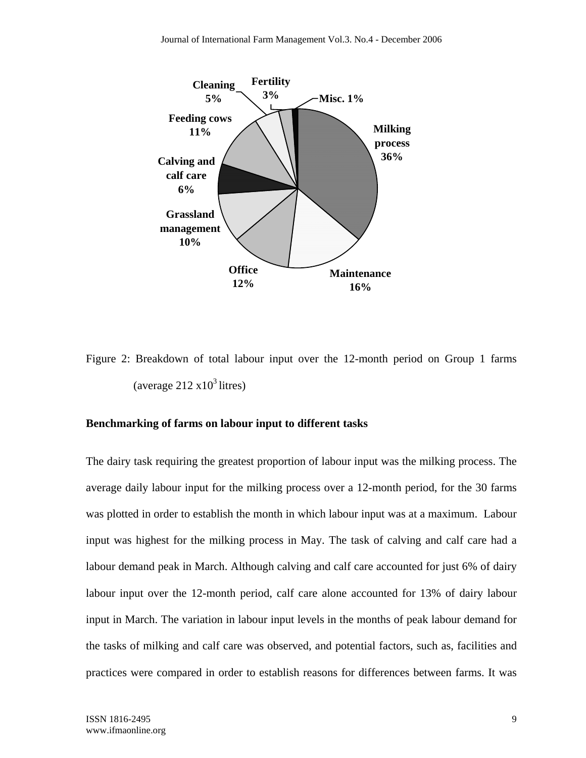Figure 2: Breakdown of total labour input over the 12-month period on Group 1 farms (average 212 x$10^3$ litres)

**Benchmarking of farms on labour input to different tasks**

The dairy task requiring the greatest proportion of labour input was the milking process. The average daily labour input for the milking process over a 12-month period, for the 30 farms was plotted in order to establish the month in which labour input was at a maximum. Labour input was highest for the milking process in May. The task of calving and calf care had a labour demand peak in March. Although calving and calf care accounted for just 6% of dairy labour input over the 12-month period, calf care alone accounted for 13% of dairy labour input in March. The variation in labour input levels in the months of peak labour demand for the tasks of milking and calf care was observed, and potential factors, such as, facilities and practices were compared in order to establish reasons for differences between farms. It was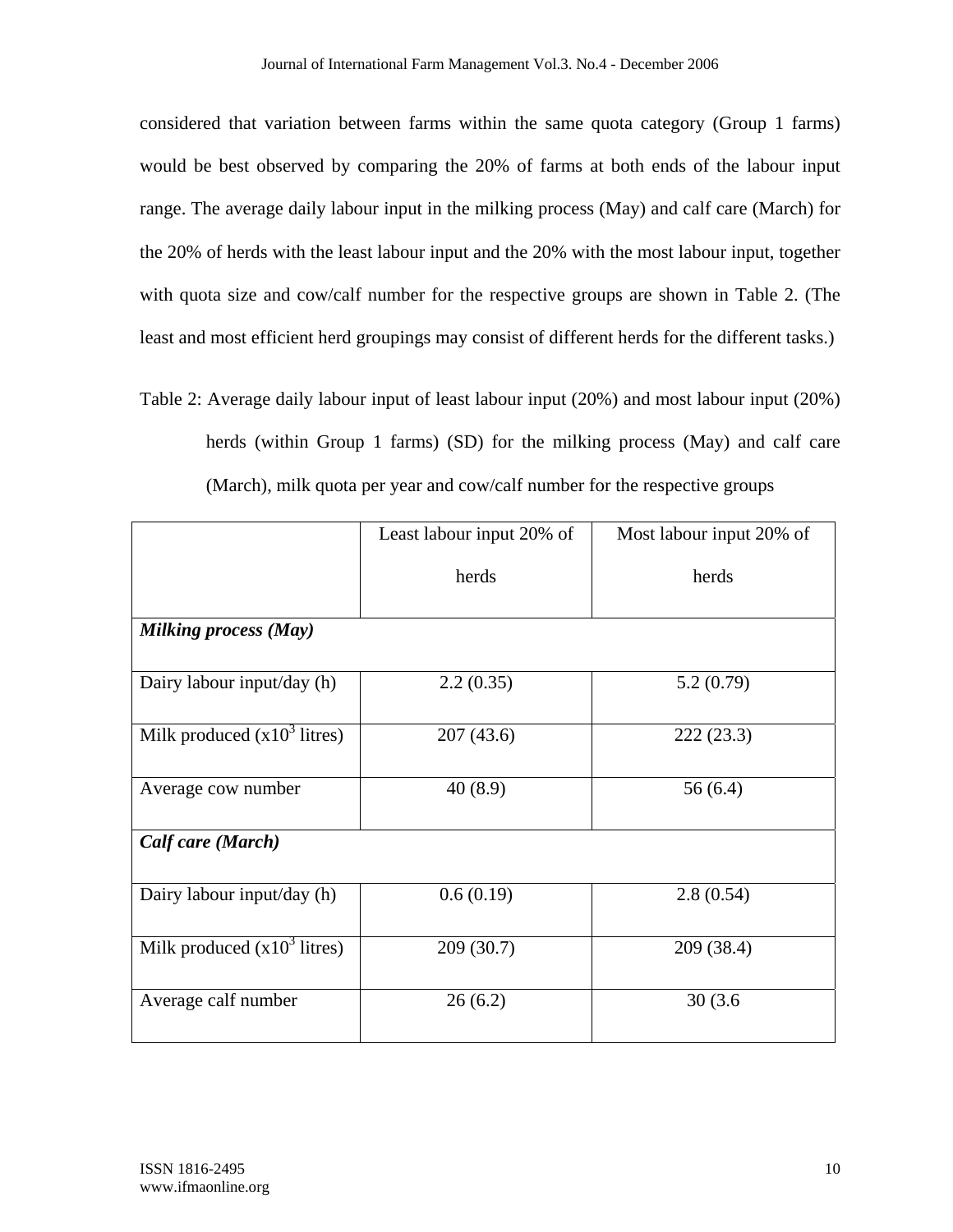considered that variation between farms within the same quota category (Group 1 farms) would be best observed by comparing the 20% of farms at both ends of the labour input range. The average daily labour input in the milking process (May) and calf care (March) for the 20% of herds with the least labour input and the 20% with the most labour input, together with quota size and cow/calf number for the respective groups are shown in Table 2. (The least and most efficient herd groupings may consist of different herds for the different tasks.)

Table 2: Average daily labour input of least labour input (20%) and most labour input (20%) herds (within Group 1 farms) (SD) for the milking process (May) and calf care (March), milk quota per year and cow/calf number for the respective groups

| | Least labour input 20% of herds | Most labour input 20% of herds |
|---|---|---|
| ***Milking process (May)*** | | |
| Dairy labour input/day (h) | 2.2 (0.35) | 5.2 (0.79) |
| Milk produced ($x10^3$ litres) | 207 (43.6) | 222 (23.3) |
| Average cow number | 40 (8.9) | 56 (6.4) |
| ***Calf care (March)*** | | |
| Dairy labour input/day (h) | 0.6 (0.19) | 2.8 (0.54) |
| Milk produced ($x10^3$ litres) | 209 (30.7) | 209 (38.4) |
| Average calf number | 26 (6.2) | 30 (3.6 |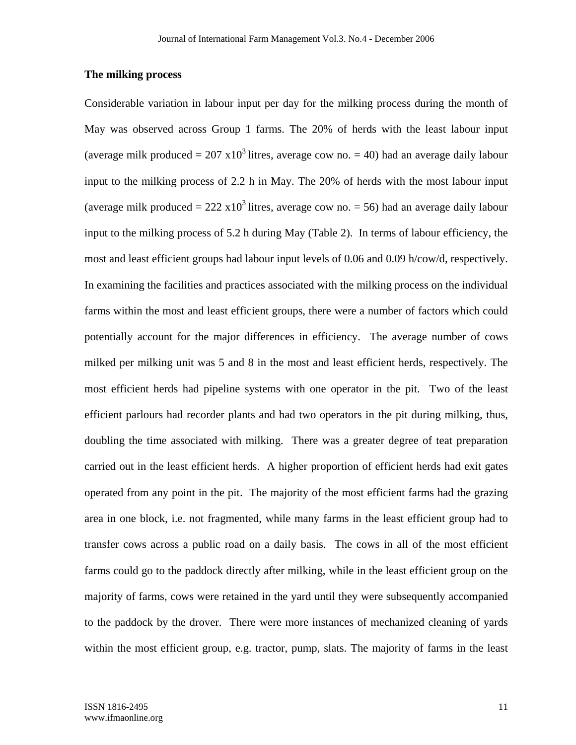## The milking process

Considerable variation in labour input per day for the milking process during the month of May was observed across Group 1 farms. The 20% of herds with the least labour input (average milk produced = 207 $x10^3$ litres, average cow no. = 40) had an average daily labour input to the milking process of 2.2 h in May. The 20% of herds with the most labour input (average milk produced = 222 $x10^3$ litres, average cow no. = 56) had an average daily labour input to the milking process of 5.2 h during May (Table 2). In terms of labour efficiency, the most and least efficient groups had labour input levels of 0.06 and 0.09 h/cow/d, respectively. In examining the facilities and practices associated with the milking process on the individual farms within the most and least efficient groups, there were a number of factors which could potentially account for the major differences in efficiency. The average number of cows milked per milking unit was 5 and 8 in the most and least efficient herds, respectively. The most efficient herds had pipeline systems with one operator in the pit. Two of the least efficient parlours had recorder plants and had two operators in the pit during milking, thus, doubling the time associated with milking. There was a greater degree of teat preparation carried out in the least efficient herds. A higher proportion of efficient herds had exit gates operated from any point in the pit. The majority of the most efficient farms had the grazing area in one block, i.e. not fragmented, while many farms in the least efficient group had to transfer cows across a public road on a daily basis. The cows in all of the most efficient farms could go to the paddock directly after milking, while in the least efficient group on the majority of farms, cows were retained in the yard until they were subsequently accompanied to the paddock by the drover. There were more instances of mechanized cleaning of yards within the most efficient group, e.g. tractor, pump, slats. The majority of farms in the least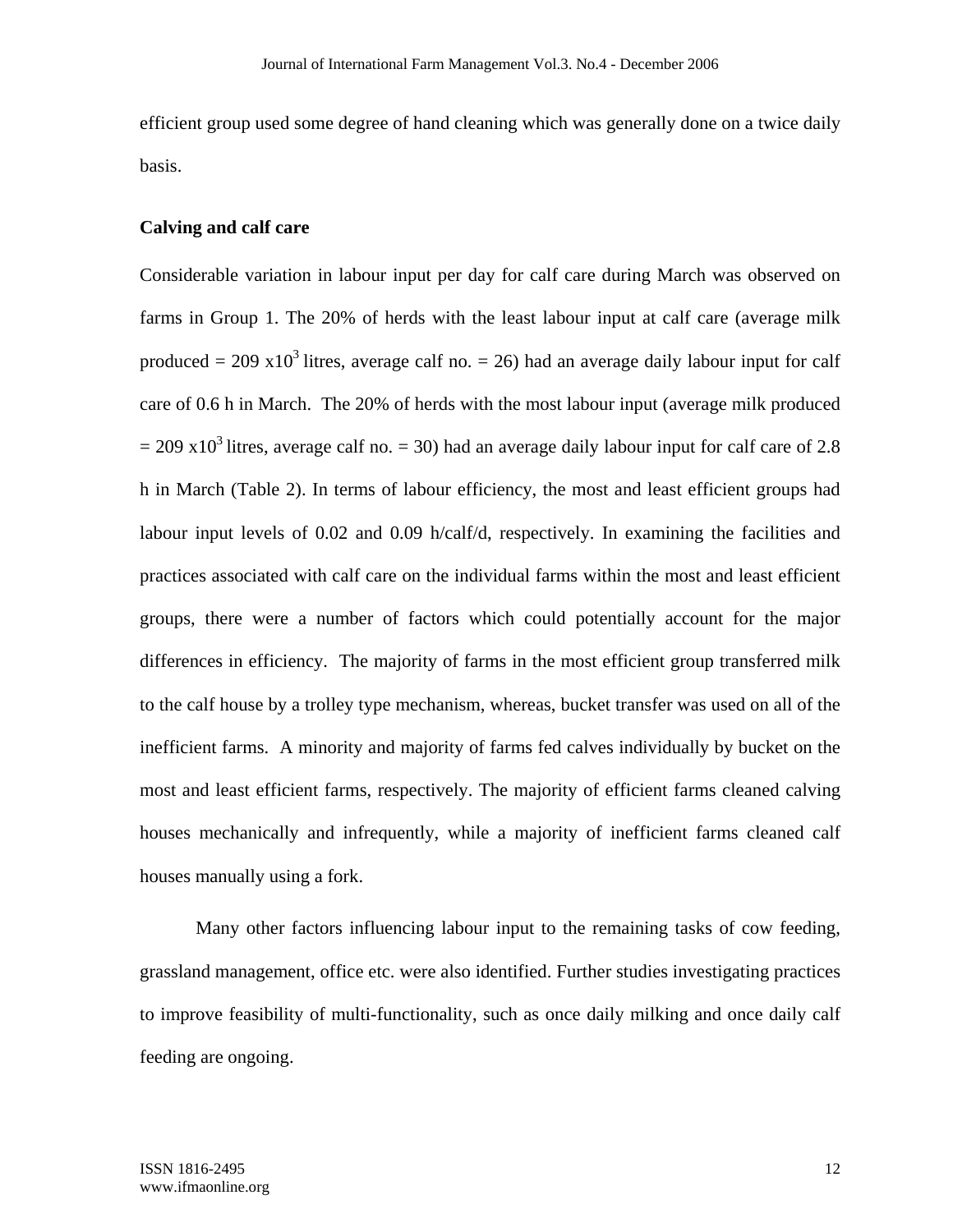efficient group used some degree of hand cleaning which was generally done on a twice daily basis.

### Calving and calf care

Considerable variation in labour input per day for calf care during March was observed on farms in Group 1. The 20% of herds with the least labour input at calf care (average milk produced = 209 x$10^3$ litres, average calf no. = 26) had an average daily labour input for calf care of 0.6 h in March. The 20% of herds with the most labour input (average milk produced = 209 x$10^3$ litres, average calf no. = 30) had an average daily labour input for calf care of 2.8 h in March (Table 2). In terms of labour efficiency, the most and least efficient groups had labour input levels of 0.02 and 0.09 h/calf/d, respectively. In examining the facilities and practices associated with calf care on the individual farms within the most and least efficient groups, there were a number of factors which could potentially account for the major differences in efficiency. The majority of farms in the most efficient group transferred milk to the calf house by a trolley type mechanism, whereas, bucket transfer was used on all of the inefficient farms. A minority and majority of farms fed calves individually by bucket on the most and least efficient farms, respectively. The majority of efficient farms cleaned calving houses mechanically and infrequently, while a majority of inefficient farms cleaned calf houses manually using a fork.

Many other factors influencing labour input to the remaining tasks of cow feeding, grassland management, office etc. were also identified. Further studies investigating practices to improve feasibility of multi-functionality, such as once daily milking and once daily calf feeding are ongoing.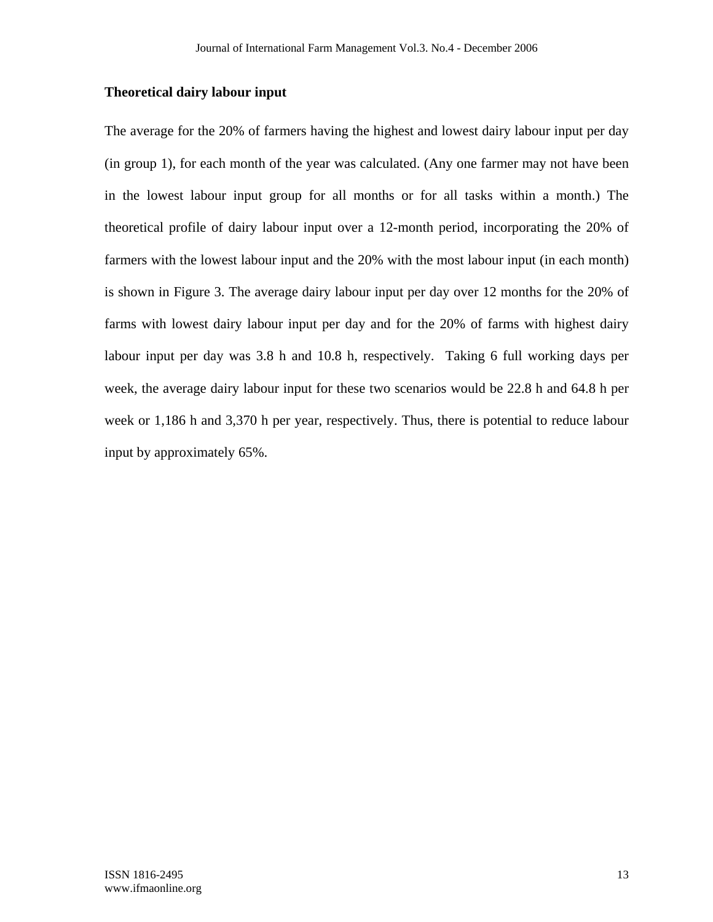**Theoretical dairy labour input**

The average for the 20% of farmers having the highest and lowest dairy labour input per day (in group 1), for each month of the year was calculated. (Any one farmer may not have been in the lowest labour input group for all months or for all tasks within a month.) The theoretical profile of dairy labour input over a 12-month period, incorporating the 20% of farmers with the lowest labour input and the 20% with the most labour input (in each month) is shown in Figure 3. The average dairy labour input per day over 12 months for the 20% of farms with lowest dairy labour input per day and for the 20% of farms with highest dairy labour input per day was 3.8 h and 10.8 h, respectively. Taking 6 full working days per week, the average dairy labour input for these two scenarios would be 22.8 h and 64.8 h per week or 1,186 h and 3,370 h per year, respectively. Thus, there is potential to reduce labour input by approximately 65%.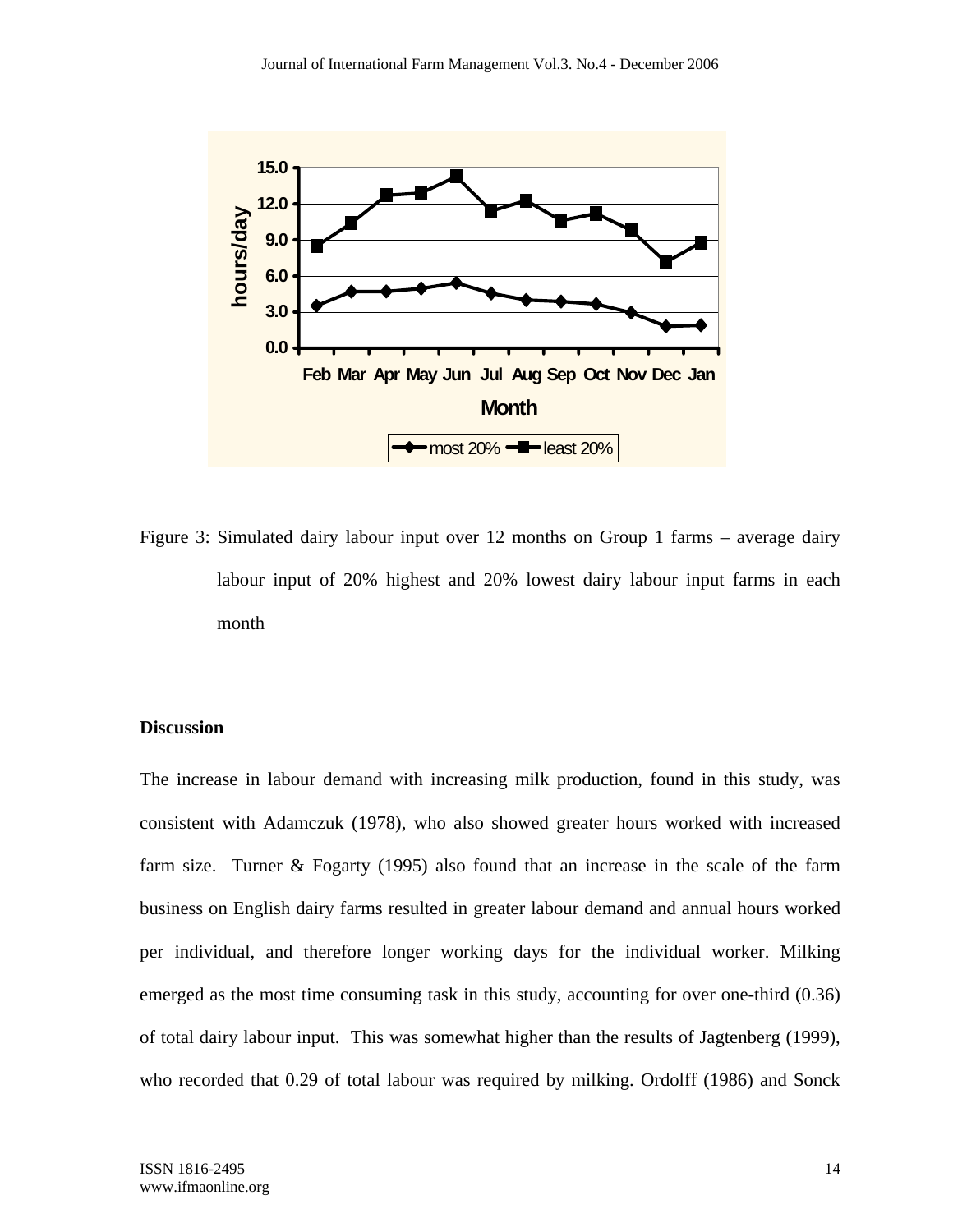Figure 3: Simulated dairy labour input over 12 months on Group 1 farms – average dairy labour input of 20% highest and 20% lowest dairy labour input farms in each month

## Discussion

The increase in labour demand with increasing milk production, found in this study, was consistent with Adamczuk (1978), who also showed greater hours worked with increased farm size. Turner & Fogarty (1995) also found that an increase in the scale of the farm business on English dairy farms resulted in greater labour demand and annual hours worked per individual, and therefore longer working days for the individual worker. Milking emerged as the most time consuming task in this study, accounting for over one-third (0.36) of total dairy labour input. This was somewhat higher than the results of Jagtenberg (1999), who recorded that 0.29 of total labour was required by milking. Ordolff (1986) and Sonck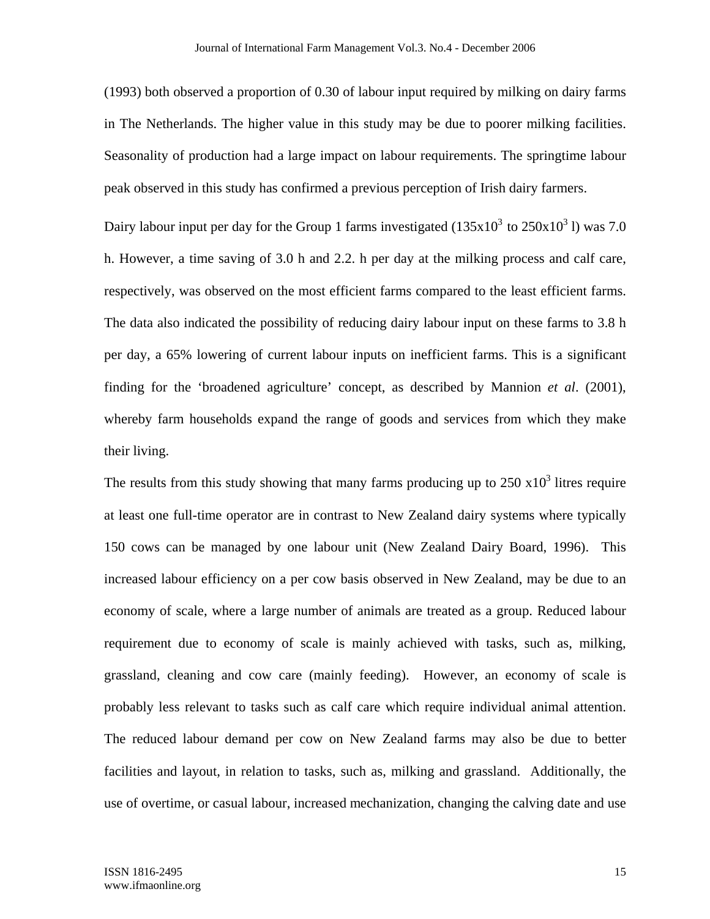(1993) both observed a proportion of 0.30 of labour input required by milking on dairy farms in The Netherlands. The higher value in this study may be due to poorer milking facilities. Seasonality of production had a large impact on labour requirements. The springtime labour peak observed in this study has confirmed a previous perception of Irish dairy farmers.

Dairy labour input per day for the Group 1 farms investigated ($135 \times 10^3$ to $250 \times 10^3$ l) was 7.0 h. However, a time saving of 3.0 h and 2.2. h per day at the milking process and calf care, respectively, was observed on the most efficient farms compared to the least efficient farms. The data also indicated the possibility of reducing dairy labour input on these farms to 3.8 h per day, a 65% lowering of current labour inputs on inefficient farms. This is a significant finding for the 'broadened agriculture' concept, as described by Mannion *et al*. (2001), whereby farm households expand the range of goods and services from which they make their living.

The results from this study showing that many farms producing up to $250 \times 10^3$ litres require at least one full-time operator are in contrast to New Zealand dairy systems where typically 150 cows can be managed by one labour unit (New Zealand Dairy Board, 1996). This increased labour efficiency on a per cow basis observed in New Zealand, may be due to an economy of scale, where a large number of animals are treated as a group. Reduced labour requirement due to economy of scale is mainly achieved with tasks, such as, milking, grassland, cleaning and cow care (mainly feeding). However, an economy of scale is probably less relevant to tasks such as calf care which require individual animal attention. The reduced labour demand per cow on New Zealand farms may also be due to better facilities and layout, in relation to tasks, such as, milking and grassland. Additionally, the use of overtime, or casual labour, increased mechanization, changing the calving date and use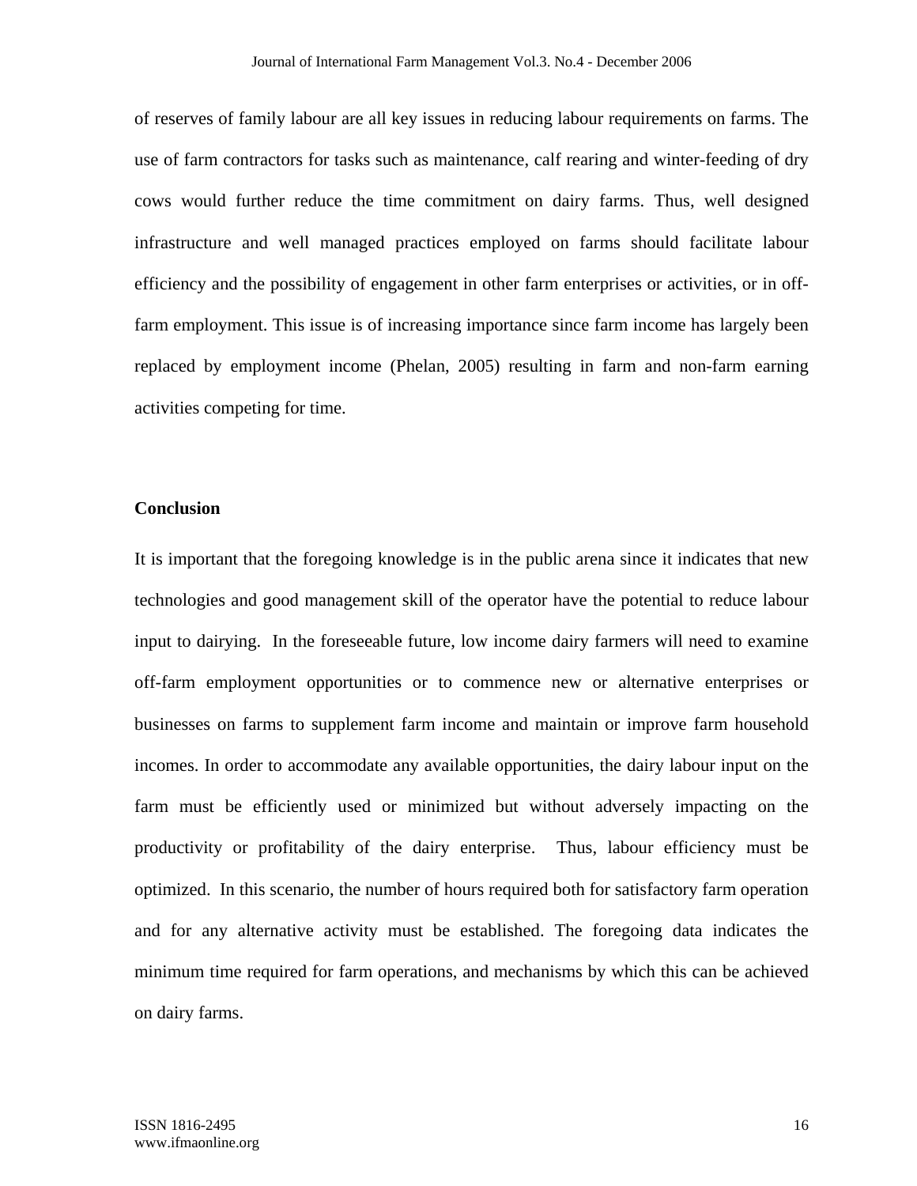of reserves of family labour are all key issues in reducing labour requirements on farms. The use of farm contractors for tasks such as maintenance, calf rearing and winter-feeding of dry cows would further reduce the time commitment on dairy farms. Thus, well designed infrastructure and well managed practices employed on farms should facilitate labour efficiency and the possibility of engagement in other farm enterprises or activities, or in off-farm employment. This issue is of increasing importance since farm income has largely been replaced by employment income (Phelan, 2005) resulting in farm and non-farm earning activities competing for time.

## Conclusion

It is important that the foregoing knowledge is in the public arena since it indicates that new technologies and good management skill of the operator have the potential to reduce labour input to dairying. In the foreseeable future, low income dairy farmers will need to examine off-farm employment opportunities or to commence new or alternative enterprises or businesses on farms to supplement farm income and maintain or improve farm household incomes. In order to accommodate any available opportunities, the dairy labour input on the farm must be efficiently used or minimized but without adversely impacting on the productivity or profitability of the dairy enterprise. Thus, labour efficiency must be optimized. In this scenario, the number of hours required both for satisfactory farm operation and for any alternative activity must be established. The foregoing data indicates the minimum time required for farm operations, and mechanisms by which this can be achieved on dairy farms.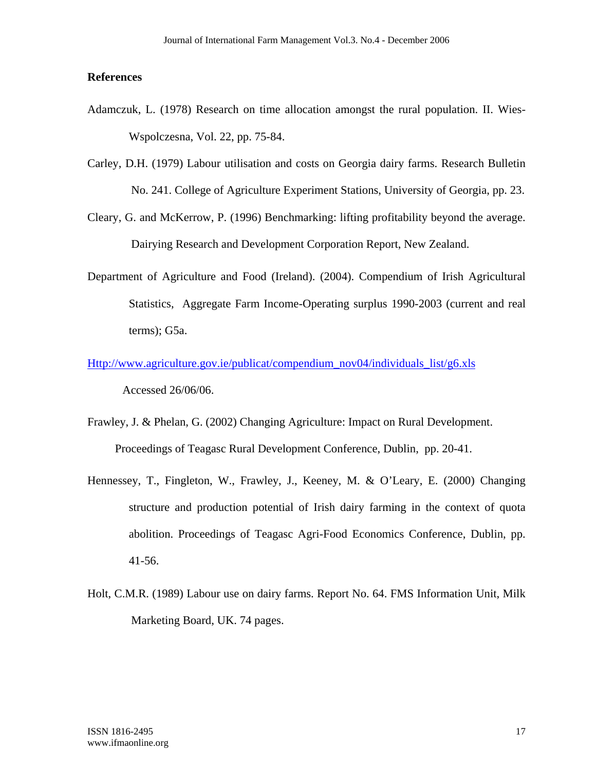## References

Adamczuk, L. (1978) Research on time allocation amongst the rural population. II. Wies-Wspolczesna, Vol. 22, pp. 75-84.

Carley, D.H. (1979) Labour utilisation and costs on Georgia dairy farms. Research Bulletin No. 241. College of Agriculture Experiment Stations, University of Georgia, pp. 23.

Cleary, G. and McKerrow, P. (1996) Benchmarking: lifting profitability beyond the average. Dairying Research and Development Corporation Report, New Zealand.

Department of Agriculture and Food (Ireland). (2004). Compendium of Irish Agricultural Statistics, Aggregate Farm Income-Operating surplus 1990-2003 (current and real terms); G5a.

Http://www.agriculture.gov.ie/publicat/compendium_nov04/individuals_list/g6.xls Accessed 26/06/06.

Frawley, J. & Phelan, G. (2002) Changing Agriculture: Impact on Rural Development. Proceedings of Teagasc Rural Development Conference, Dublin, pp. 20-41.

Hennessey, T., Fingleton, W., Frawley, J., Keeney, M. & O'Leary, E. (2000) Changing structure and production potential of Irish dairy farming in the context of quota abolition. Proceedings of Teagasc Agri-Food Economics Conference, Dublin, pp. 41-56.

Holt, C.M.R. (1989) Labour use on dairy farms. Report No. 64. FMS Information Unit, Milk Marketing Board, UK. 74 pages.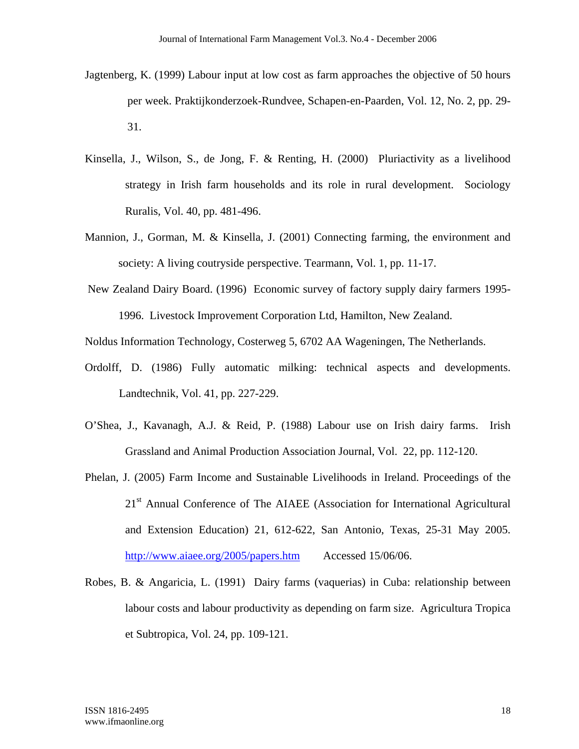Jagtenberg, K. (1999) Labour input at low cost as farm approaches the objective of 50 hours per week. Praktijkonderzoek-Rundvee, Schapen-en-Paarden, Vol. 12, No. 2, pp. 29-31.

Kinsella, J., Wilson, S., de Jong, F. & Renting, H. (2000) Pluriactivity as a livelihood strategy in Irish farm households and its role in rural development. Sociology Ruralis, Vol. 40, pp. 481-496.

Mannion, J., Gorman, M. & Kinsella, J. (2001) Connecting farming, the environment and society: A living coutryside perspective. Tearmann, Vol. 1, pp. 11-17.

New Zealand Dairy Board. (1996) Economic survey of factory supply dairy farmers 1995-1996. Livestock Improvement Corporation Ltd, Hamilton, New Zealand.

Noldus Information Technology, Costerweg 5, 6702 AA Wageningen, The Netherlands.

Ordolff, D. (1986) Fully automatic milking: technical aspects and developments. Landtechnik, Vol. 41, pp. 227-229.

O'Shea, J., Kavanagh, A.J. & Reid, P. (1988) Labour use on Irish dairy farms. Irish Grassland and Animal Production Association Journal, Vol. 22, pp. 112-120.

Phelan, J. (2005) Farm Income and Sustainable Livelihoods in Ireland. Proceedings of the 21st Annual Conference of The AIAEE (Association for International Agricultural and Extension Education) 21, 612-622, San Antonio, Texas, 25-31 May 2005. http://www.aiaee.org/2005/papers.htm Accessed 15/06/06.

Robes, B. & Angaricia, L. (1991) Dairy farms (vaquerias) in Cuba: relationship between labour costs and labour productivity as depending on farm size. Agricultura Tropica et Subtropica, Vol. 24, pp. 109-121.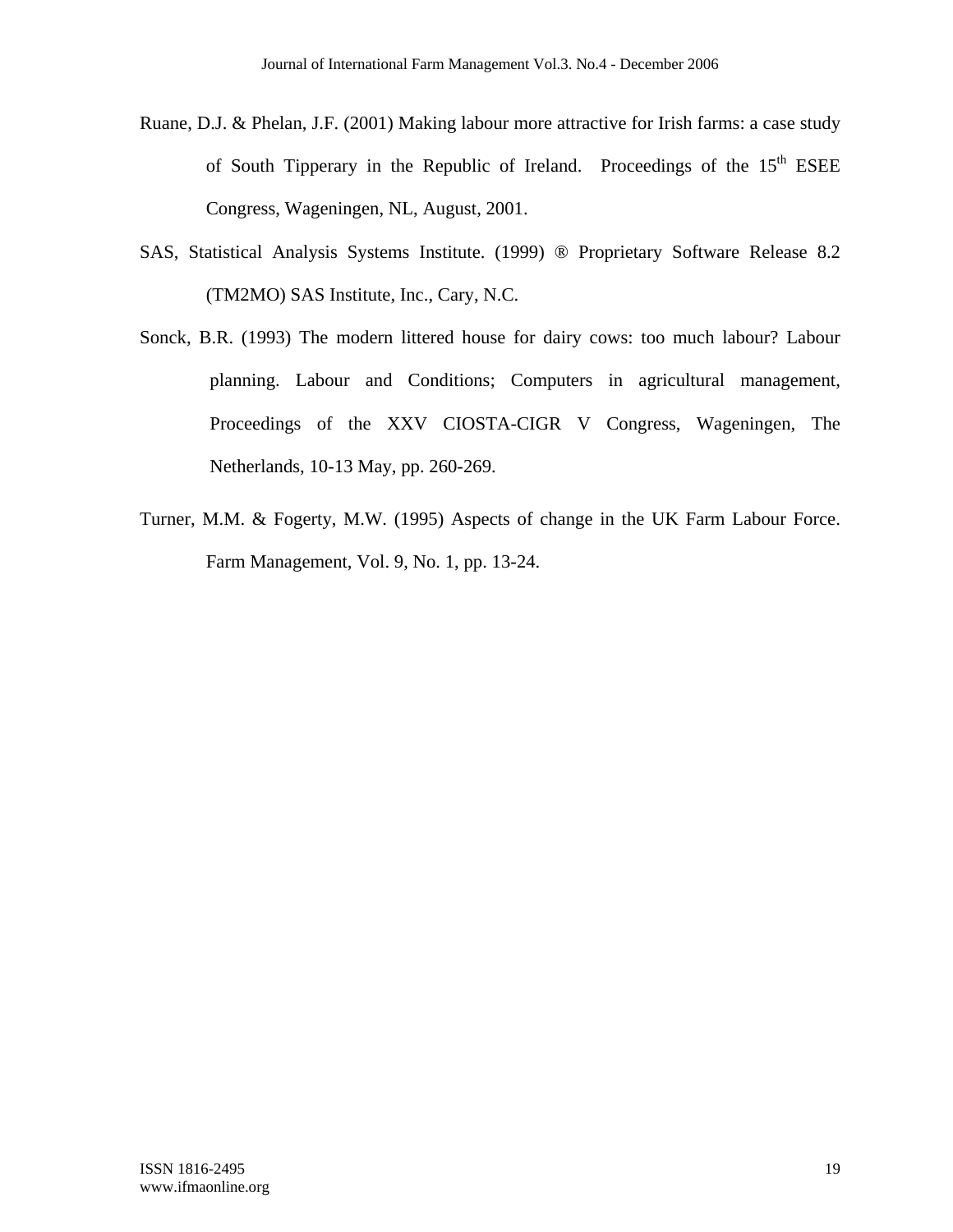Ruane, D.J. & Phelan, J.F. (2001) Making labour more attractive for Irish farms: a case study of South Tipperary in the Republic of Ireland. Proceedings of the 15th ESEE Congress, Wageningen, NL, August, 2001.

SAS, Statistical Analysis Systems Institute. (1999) ® Proprietary Software Release 8.2 (TM2MO) SAS Institute, Inc., Cary, N.C.

Sonck, B.R. (1993) The modern littered house for dairy cows: too much labour? Labour planning. Labour and Conditions; Computers in agricultural management, Proceedings of the XXV CIOSTA-CIGR V Congress, Wageningen, The Netherlands, 10-13 May, pp. 260-269.

Turner, M.M. & Fogerty, M.W. (1995) Aspects of change in the UK Farm Labour Force. Farm Management, Vol. 9, No. 1, pp. 13-24.